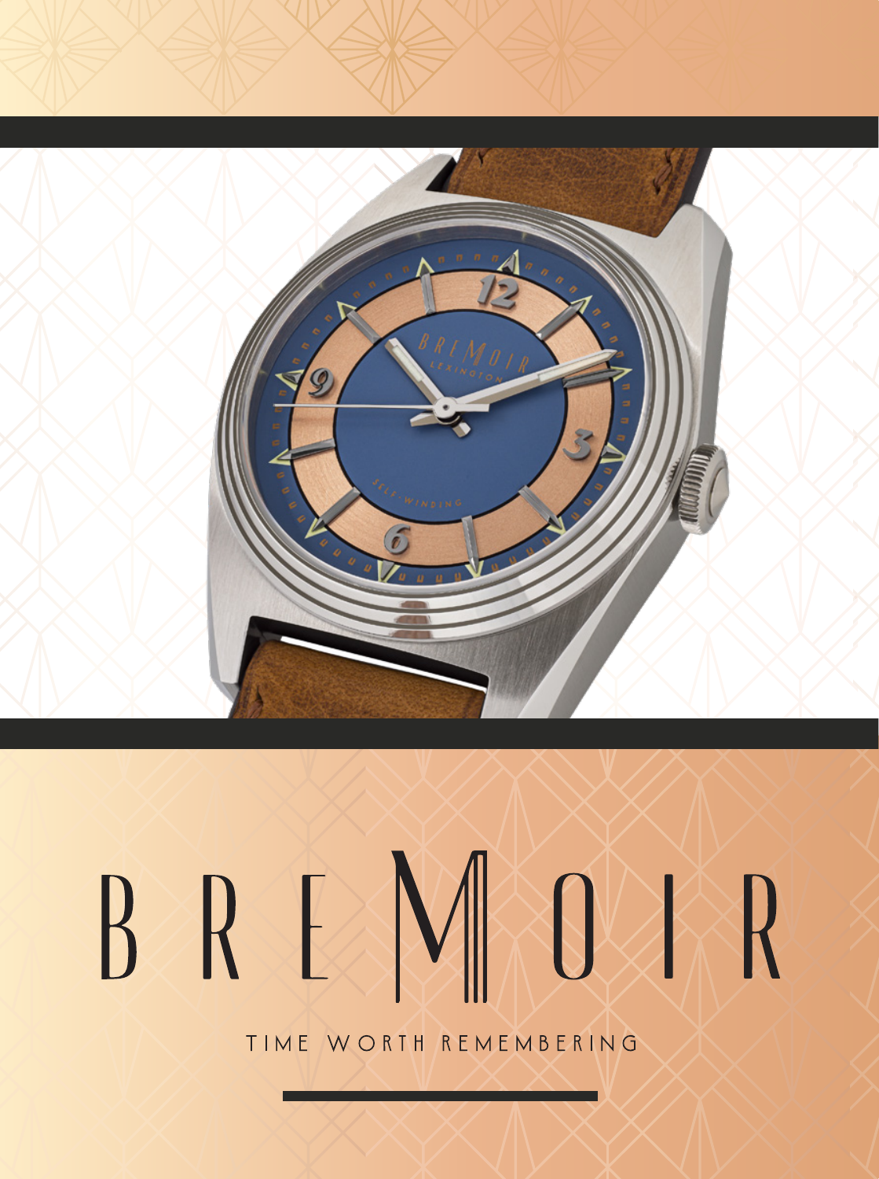# BREMOIR

TIME WORTH REMEMBERING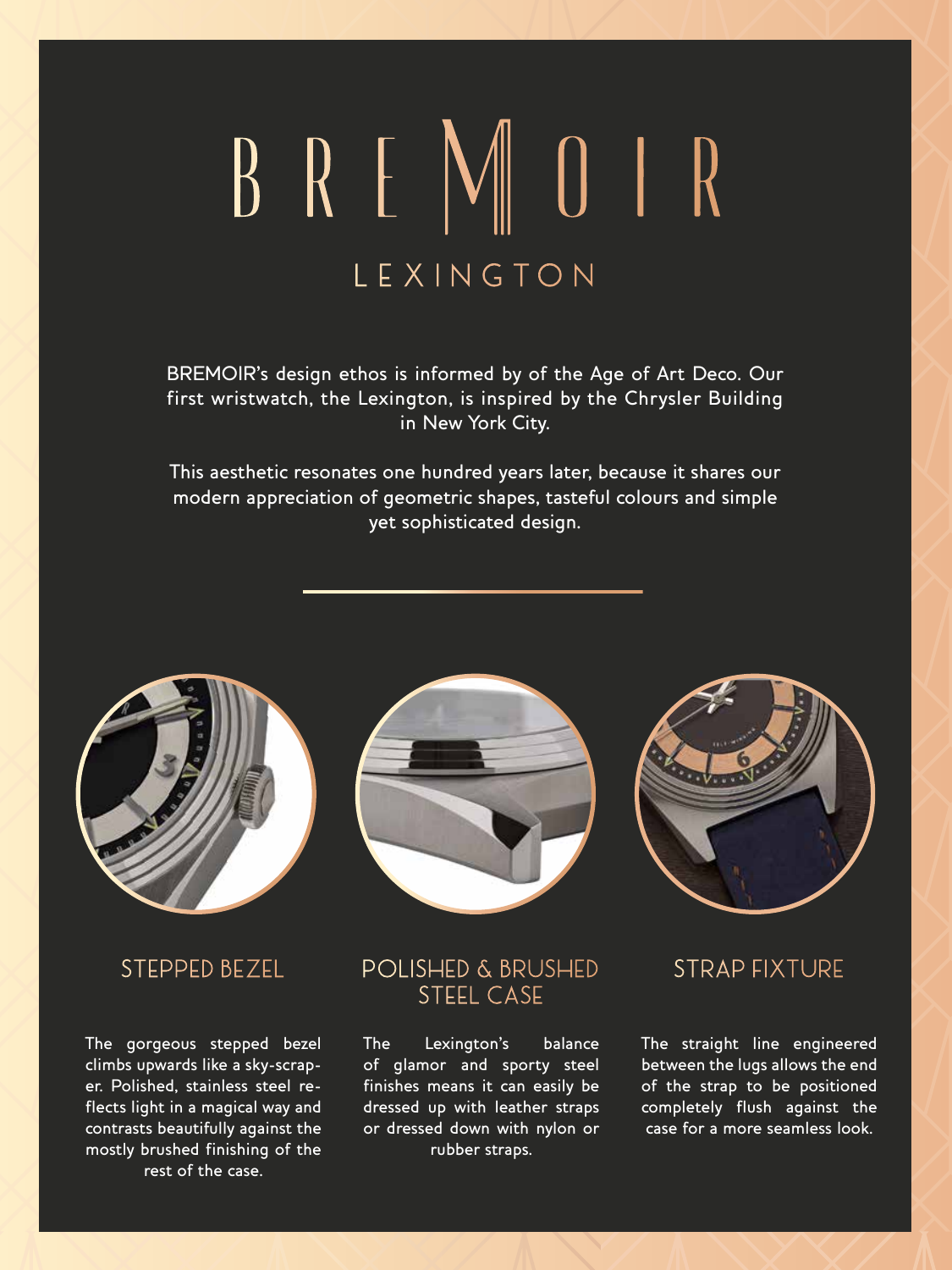# BREMOIR

## LEXINGTON

BREMOIR's design ethos is informed by of the Age of Art Deco. Our first wristwatch, the Lexington, is inspired by the Chrysler Building in New York City.

This aesthetic resonates one hundred years later, because it shares our modern appreciation of geometric shapes, tasteful colours and simple yet sophisticated design.

### STEPPED BEZEL

The gorgeous stepped bezel climbs upwards like a sky-scraper. Polished, stainless steel reflects light in a magical way and contrasts beautifully against the mostly brushed finishing of the rest of the case.

### POLISHED & BRUSHED STEEL CASE

The Lexington's balance of glamor and sporty steel finishes means it can easily be dressed up with leather straps or dressed down with nylon or rubber straps.

### STRAP FIXTURE

The straight line engineered between the lugs allows the end of the strap to be positioned completely flush against the case for a more seamless look.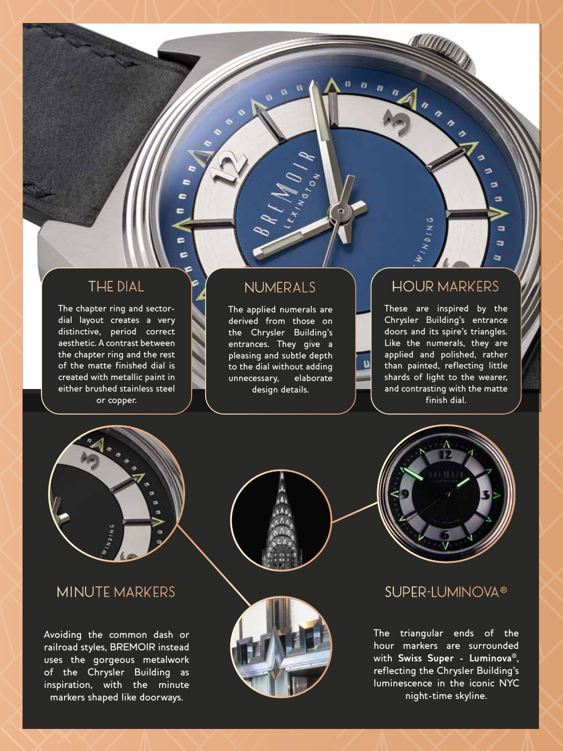## THE DIAL

The chapter ring and sector-dial layout creates a very distinctive, period correct aesthetic. A contrast between the chapter ring and the rest of the matte finished dial is created with metallic paint in either brushed stainless steel or copper.

## NUMERALS

The applied numerals are derived from those on the Chrysler Building's entrances. They give a pleasing and subtle depth to the dial without adding unnecessary, elaborate design details.

## HOUR MARKERS

These are inspired by the Chrysler Building's entrance doors and its spire's triangles. Like the numerals, they are applied and polished, rather than painted, reflecting little shards of light to the wearer, and contrasting with the matte finish dial.

## MINUTE MARKERS

Avoiding the common dash or railroad styles, BREMOIR instead uses the gorgeous metalwork of the Chrysler Building as inspiration, with the minute markers shaped like doorways.

## SUPER-LUMINOVA®

The triangular ends of the hour markers are surrounded with **Swiss Super - Luminova®**, reflecting the Chrysler Building's luminescence in the iconic NYC night-time skyline.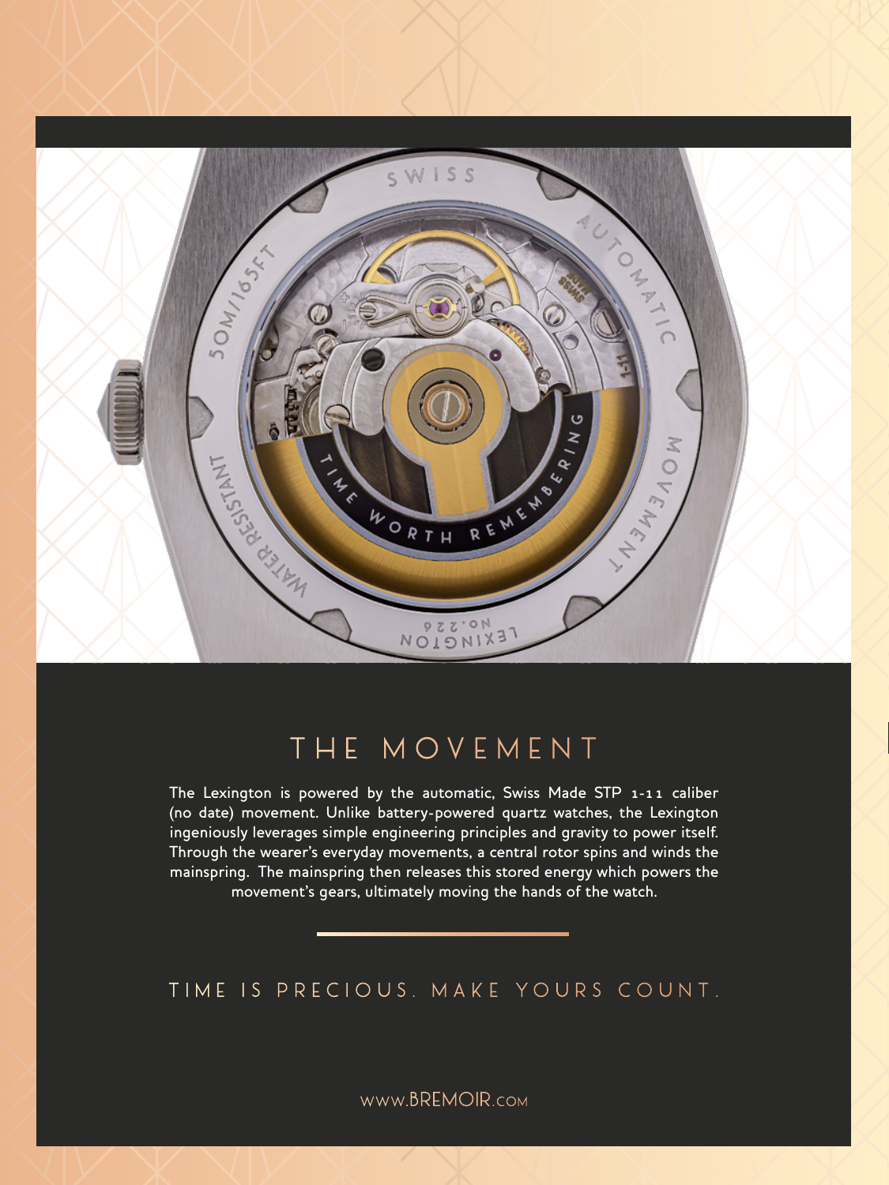## THE MOVEMENT

The Lexington is powered by the automatic, Swiss Made STP 1-11 caliber (no date) movement. Unlike battery-powered quartz watches, the Lexington ingeniously leverages simple engineering principles and gravity to power itself. Through the wearer's everyday movements, a central rotor spins and winds the mainspring. The mainspring then releases this stored energy which powers the movement's gears, ultimately moving the hands of the watch.

TIME IS PRECIOUS. MAKE YOURS COUNT.

www.BREMOIR.com